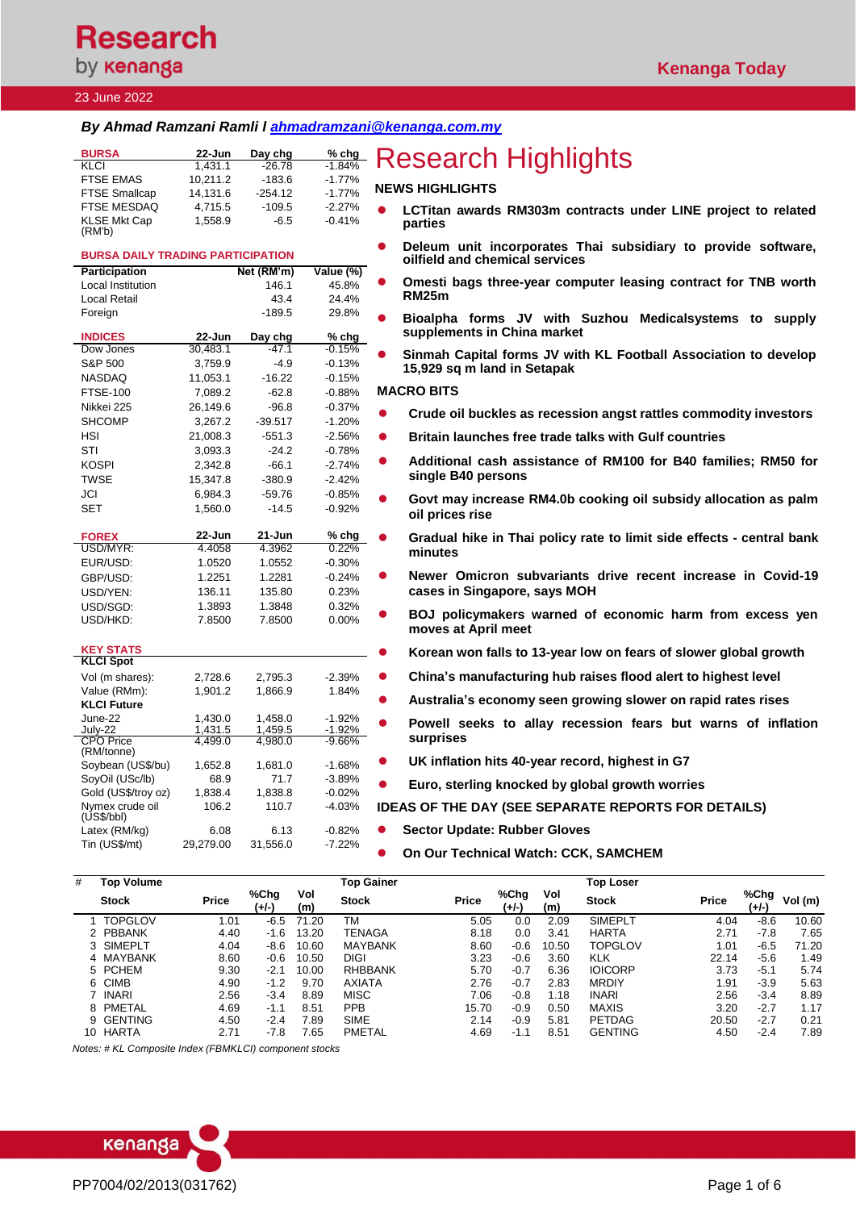# Research by kenanga

Kenanga Today

23 June 2022

***By Ahmad Ramzani Ramli l ahmadramzani@kenanga.com.my***

| BURSA | 22-Jun | Day chg | % chg |
|---|---|---|---|
| KLCI | 1,431.1 | -26.78 | -1.84% |
| FTSE EMAS | 10,211.2 | -183.6 | -1.77% |
| FTSE Smallcap | 14,131.6 | -254.12 | -1.77% |
| FTSE MESDAQ | 4,715.5 | -109.5 | -2.27% |
| KLSE Mkt Cap (RM'b) | 1,558.9 | -6.5 | -0.41% |

**BURSA DAILY TRADING PARTICIPATION**

| Participation | Net (RM'm) | Value (%) |
|---|---|---|
| Local Institution | 146.1 | 45.8% |
| Local Retail | 43.4 | 24.4% |
| Foreign | -189.5 | 29.8% |

| INDICES | 22-Jun | Day chg | % chg |
|---|---|---|---|
| Dow Jones | 30,483.1 | -47.1 | -0.15% |
| S&P 500 | 3,759.9 | -4.9 | -0.13% |
| NASDAQ | 11,053.1 | -16.22 | -0.15% |
| FTSE-100 | 7,089.2 | -62.8 | -0.88% |
| Nikkei 225 | 26,149.6 | -96.8 | -0.37% |
| SHCOMP | 3,267.2 | -39.517 | -1.20% |
| HSI | 21,008.3 | -551.3 | -2.56% |
| STI | 3,093.3 | -24.2 | -0.78% |
| KOSPI | 2,342.8 | -66.1 | -2.74% |
| TWSE | 15,347.8 | -380.9 | -2.42% |
| JCI | 6,984.3 | -59.76 | -0.85% |
| SET | 1,560.0 | -14.5 | -0.92% |

| FOREX | 22-Jun | 21-Jun | % chg |
|---|---|---|---|
| USD/MYR: | 4.4058 | 4.3962 | 0.22% |
| EUR/USD: | 1.0520 | 1.0552 | -0.30% |
| GBP/USD: | 1.2251 | 1.2281 | -0.24% |
| USD/YEN: | 136.11 | 135.80 | 0.23% |
| USD/SGD: | 1.3893 | 1.3848 | 0.32% |
| USD/HKD: | 7.8500 | 7.8500 | 0.00% |

| KEY STATS | | | |
|---|---|---|---|
| **KLCI Spot** | | | |
| Vol (m shares): | 2,728.6 | 2,795.3 | -2.39% |
| Value (RMm): | 1,901.2 | 1,866.9 | 1.84% |
| **KLCI Future** | | | |
| June-22 | 1,430.0 | 1,458.0 | -1.92% |
| July-22 | 1,431.5 | 1,459.5 | -1.92% |
| CPO Price (RM/tonne) | 4,499.0 | 4,980.0 | -9.66% |
| Soybean (US$/bu) | 1,652.8 | 1,681.0 | -1.68% |
| SoyOil (USc/lb) | 68.9 | 71.7 | -3.89% |
| Gold (US$/troy oz) | 1,838.4 | 1,838.8 | -0.02% |
| Nymex crude oil (US$/bbl) | 106.2 | 110.7 | -4.03% |
| Latex (RM/kg) | 6.08 | 6.13 | -0.82% |
| Tin (US$/mt) | 29,279.00 | 31,556.0 | -7.22% |

# Research Highlights

## NEWS HIGHLIGHTS

- **LCTitan awards RM303m contracts under LINE project to related parties**
- **Deleum unit incorporates Thai subsidiary to provide software, oilfield and chemical services**
- **Omesti bags three-year computer leasing contract for TNB worth RM25m**
- **Bioalpha forms JV with Suzhou Medicalsystems to supply supplements in China market**
- **Sinmah Capital forms JV with KL Football Association to develop 15,929 sq m land in Setapak**

## MACRO BITS

- **Crude oil buckles as recession angst rattles commodity investors**
- **Britain launches free trade talks with Gulf countries**
- **Additional cash assistance of RM100 for B40 families; RM50 for single B40 persons**
- **Govt may increase RM4.0b cooking oil subsidy allocation as palm oil prices rise**
- **Gradual hike in Thai policy rate to limit side effects - central bank minutes**
- **Newer Omicron subvariants drive recent increase in Covid-19 cases in Singapore, says MOH**
- **BOJ policymakers warned of economic harm from excess yen moves at April meet**
- **Korean won falls to 13-year low on fears of slower global growth**
- **China's manufacturing hub raises flood alert to highest level**
- **Australia's economy seen growing slower on rapid rates rises**
- **Powell seeks to allay recession fears but warns of inflation surprises**
- **UK inflation hits 40-year record, highest in G7**
- **Euro, sterling knocked by global growth worries**

## IDEAS OF THE DAY (SEE SEPARATE REPORTS FOR DETAILS)

- **Sector Update: Rubber Gloves**
- **On Our Technical Watch: CCK, SAMCHEM**

| # | Top Volume | | | | Top Gainer | | | | Top Loser | | | |
|---|---|---|---|---|---|---|---|---|---|---|---|---|
| | **Stock** | **Price** | **%Chg (+/-)** | **Vol (m)** | **Stock** | **Price** | **%Chg (+/-)** | **Vol (m)** | **Stock** | **Price** | **%Chg (+/-)** | **Vol (m)** |
| 1 | TOPGLOV | 1.01 | -6.5 | 71.20 | TM | 5.05 | 0.0 | 2.09 | SIMEPLT | 4.04 | -8.6 | 10.60 |
| 2 | PBBANK | 4.40 | -1.6 | 13.20 | TENAGA | 8.18 | 0.0 | 3.41 | HARTA | 2.71 | -7.8 | 7.65 |
| 3 | SIMEPLT | 4.04 | -8.6 | 10.60 | MAYBANK | 8.60 | -0.6 | 10.50 | TOPGLOV | 1.01 | -6.5 | 71.20 |
| 4 | MAYBANK | 8.60 | -0.6 | 10.50 | DIGI | 3.23 | -0.6 | 3.60 | KLK | 22.14 | -5.6 | 1.49 |
| 5 | PCHEM | 9.30 | -2.1 | 10.00 | RHBBANK | 5.70 | -0.7 | 6.36 | IOICORP | 3.73 | -5.1 | 5.74 |
| 6 | CIMB | 4.90 | -1.2 | 9.70 | AXIATA | 2.76 | -0.7 | 2.83 | MRDIY | 1.91 | -3.9 | 5.63 |
| 7 | INARI | 2.56 | -3.4 | 8.89 | MISC | 7.06 | -0.8 | 1.18 | INARI | 2.56 | -3.4 | 8.89 |
| 8 | PMETAL | 4.69 | -1.1 | 8.51 | PPB | 15.70 | -0.9 | 0.50 | MAXIS | 3.20 | -2.7 | 1.17 |
| 9 | GENTING | 4.50 | -2.4 | 7.89 | SIME | 2.14 | -0.9 | 5.81 | PETDAG | 20.50 | -2.7 | 0.21 |
| 10 | HARTA | 2.71 | -7.8 | 7.65 | PMETAL | 4.69 | -1.1 | 8.51 | GENTING | 4.50 | -2.4 | 7.89 |

*Notes: # KL Composite Index (FBMKLCI) component stocks*

PP7004/02/2013(031762)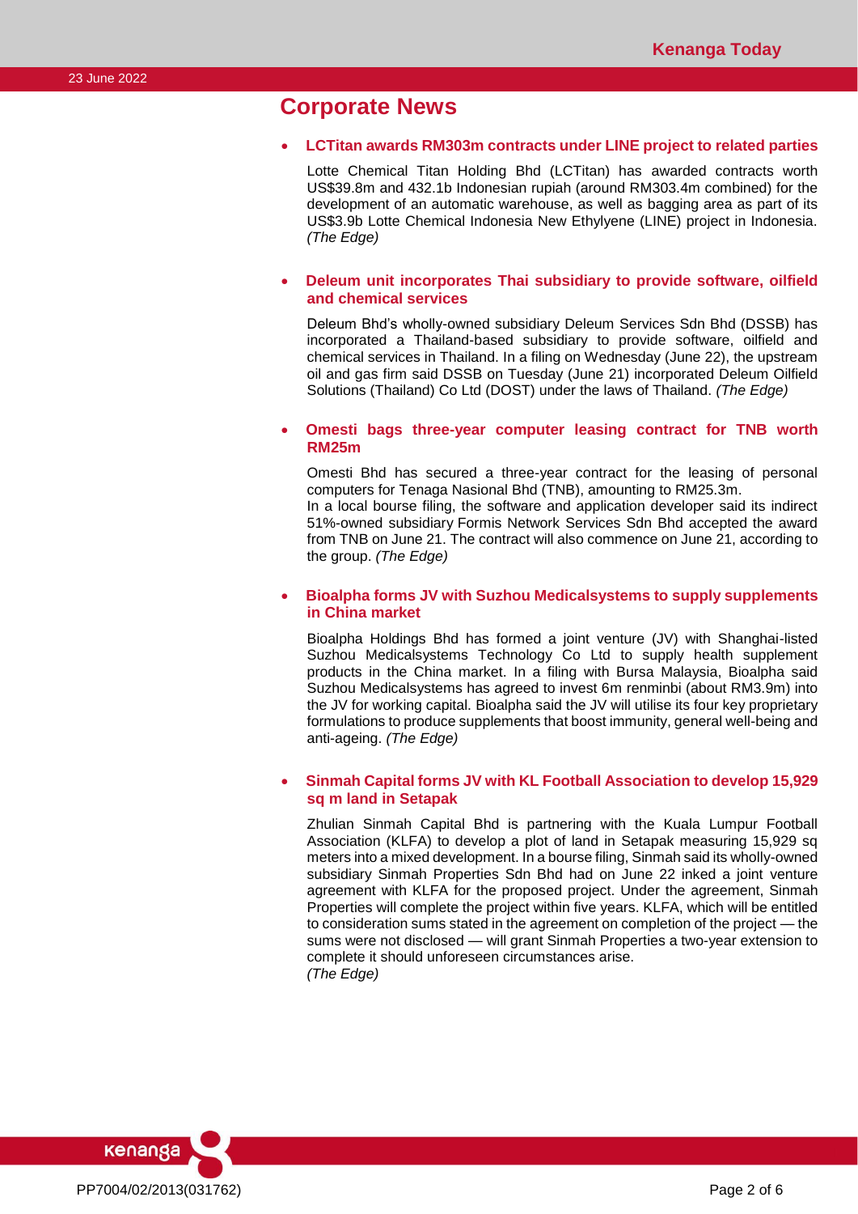# Corporate News

- **LCTitan awards RM303m contracts under LINE project to related parties**

  Lotte Chemical Titan Holding Bhd (LCTitan) has awarded contracts worth US$39.8m and 432.1b Indonesian rupiah (around RM303.4m combined) for the development of an automatic warehouse, as well as bagging area as part of its US$3.9b Lotte Chemical Indonesia New Ethylyene (LINE) project in Indonesia. *(The Edge)*

- **Deleum unit incorporates Thai subsidiary to provide software, oilfield and chemical services**

  Deleum Bhd's wholly-owned subsidiary Deleum Services Sdn Bhd (DSSB) has incorporated a Thailand-based subsidiary to provide software, oilfield and chemical services in Thailand. In a filing on Wednesday (June 22), the upstream oil and gas firm said DSSB on Tuesday (June 21) incorporated Deleum Oilfield Solutions (Thailand) Co Ltd (DOST) under the laws of Thailand. *(The Edge)*

- **Omesti bags three-year computer leasing contract for TNB worth RM25m**

  Omesti Bhd has secured a three-year contract for the leasing of personal computers for Tenaga Nasional Bhd (TNB), amounting to RM25.3m.
  In a local bourse filing, the software and application developer said its indirect 51%-owned subsidiary Formis Network Services Sdn Bhd accepted the award from TNB on June 21. The contract will also commence on June 21, according to the group. *(The Edge)*

- **Bioalpha forms JV with Suzhou Medicalsystems to supply supplements in China market**

  Bioalpha Holdings Bhd has formed a joint venture (JV) with Shanghai-listed Suzhou Medicalsystems Technology Co Ltd to supply health supplement products in the China market. In a filing with Bursa Malaysia, Bioalpha said Suzhou Medicalsystems has agreed to invest 6m renminbi (about RM3.9m) into the JV for working capital. Bioalpha said the JV will utilise its four key proprietary formulations to produce supplements that boost immunity, general well-being and anti-ageing. *(The Edge)*

- **Sinmah Capital forms JV with KL Football Association to develop 15,929 sq m land in Setapak**

  Zhulian Sinmah Capital Bhd is partnering with the Kuala Lumpur Football Association (KLFA) to develop a plot of land in Setapak measuring 15,929 sq meters into a mixed development. In a bourse filing, Sinmah said its wholly-owned subsidiary Sinmah Properties Sdn Bhd had on June 22 inked a joint venture agreement with KLFA for the proposed project. Under the agreement, Sinmah Properties will complete the project within five years. KLFA, which will be entitled to consideration sums stated in the agreement on completion of the project — the sums were not disclosed — will grant Sinmah Properties a two-year extension to complete it should unforeseen circumstances arise.
  *(The Edge)*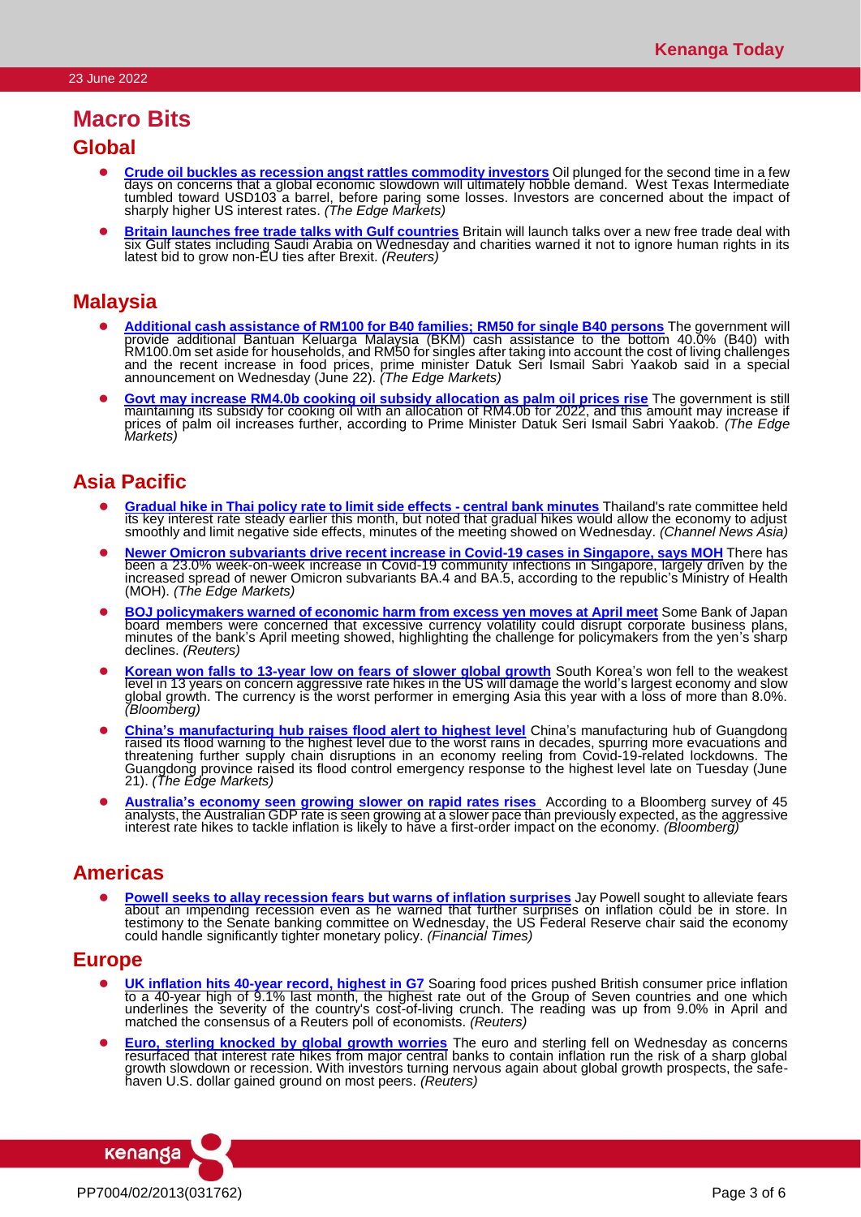# Macro Bits

## Global

- **Crude oil buckles as recession angst rattles commodity investors** Oil plunged for the second time in a few days on concerns that a global economic slowdown will ultimately hobble demand. West Texas Intermediate tumbled toward USD103 a barrel, before paring some losses. Investors are concerned about the impact of sharply higher US interest rates. *(The Edge Markets)*
- **Britain launches free trade talks with Gulf countries** Britain will launch talks over a new free trade deal with six Gulf states including Saudi Arabia on Wednesday and charities warned it not to ignore human rights in its latest bid to grow non-EU ties after Brexit. *(Reuters)*

## Malaysia

- **Additional cash assistance of RM100 for B40 families; RM50 for single B40 persons** The government will provide additional Bantuan Keluarga Malaysia (BKM) cash assistance to the bottom 40.0% (B40) with RM100.0m set aside for households, and RM50 for singles after taking into account the cost of living challenges and the recent increase in food prices, prime minister Datuk Seri Ismail Sabri Yaakob said in a special announcement on Wednesday (June 22). *(The Edge Markets)*
- **Govt may increase RM4.0b cooking oil subsidy allocation as palm oil prices rise** The government is still maintaining its subsidy for cooking oil with an allocation of RM4.0b for 2022, and this amount may increase if prices of palm oil increases further, according to Prime Minister Datuk Seri Ismail Sabri Yaakob. *(The Edge Markets)*

## Asia Pacific

- **Gradual hike in Thai policy rate to limit side effects - central bank minutes** Thailand's rate committee held its key interest rate steady earlier this month, but noted that gradual hikes would allow the economy to adjust smoothly and limit negative side effects, minutes of the meeting showed on Wednesday. *(Channel News Asia)*
- **Newer Omicron subvariants drive recent increase in Covid-19 cases in Singapore, says MOH** There has been a 23.0% week-on-week increase in Covid-19 community infections in Singapore, largely driven by the increased spread of newer Omicron subvariants BA.4 and BA.5, according to the republic's Ministry of Health (MOH). *(The Edge Markets)*
- **BOJ policymakers warned of economic harm from excess yen moves at April meet** Some Bank of Japan board members were concerned that excessive currency volatility could disrupt corporate business plans, minutes of the bank's April meeting showed, highlighting the challenge for policymakers from the yen's sharp declines. *(Reuters)*
- **Korean won falls to 13-year low on fears of slower global growth** South Korea's won fell to the weakest level in 13 years on concern aggressive rate hikes in the US will damage the world's largest economy and slow global growth. The currency is the worst performer in emerging Asia this year with a loss of more than 8.0%. *(Bloomberg)*
- **China's manufacturing hub raises flood alert to highest level** China's manufacturing hub of Guangdong raised its flood warning to the highest level due to the worst rains in decades, spurring more evacuations and threatening further supply chain disruptions in an economy reeling from Covid-19-related lockdowns. The Guangdong province raised its flood control emergency response to the highest level late on Tuesday (June 21). *(The Edge Markets)*
- **Australia's economy seen growing slower on rapid rates rises** According to a Bloomberg survey of 45 analysts, the Australian GDP rate is seen growing at a slower pace than previously expected, as the aggressive interest rate hikes to tackle inflation is likely to have a first-order impact on the economy. *(Bloomberg)*

## Americas

- **Powell seeks to allay recession fears but warns of inflation surprises** Jay Powell sought to alleviate fears about an impending recession even as he warned that further surprises on inflation could be in store. In testimony to the Senate banking committee on Wednesday, the US Federal Reserve chair said the economy could handle significantly tighter monetary policy. *(Financial Times)*

## Europe

- **UK inflation hits 40-year record, highest in G7** Soaring food prices pushed British consumer price inflation to a 40-year high of 9.1% last month, the highest rate out of the Group of Seven countries and one which underlines the severity of the country's cost-of-living crunch. The reading was up from 9.0% in April and matched the consensus of a Reuters poll of economists. *(Reuters)*
- **Euro, sterling knocked by global growth worries** The euro and sterling fell on Wednesday as concerns resurfaced that interest rate hikes from major central banks to contain inflation run the risk of a sharp global growth slowdown or recession. With investors turning nervous again about global growth prospects, the safe-haven U.S. dollar gained ground on most peers. *(Reuters)*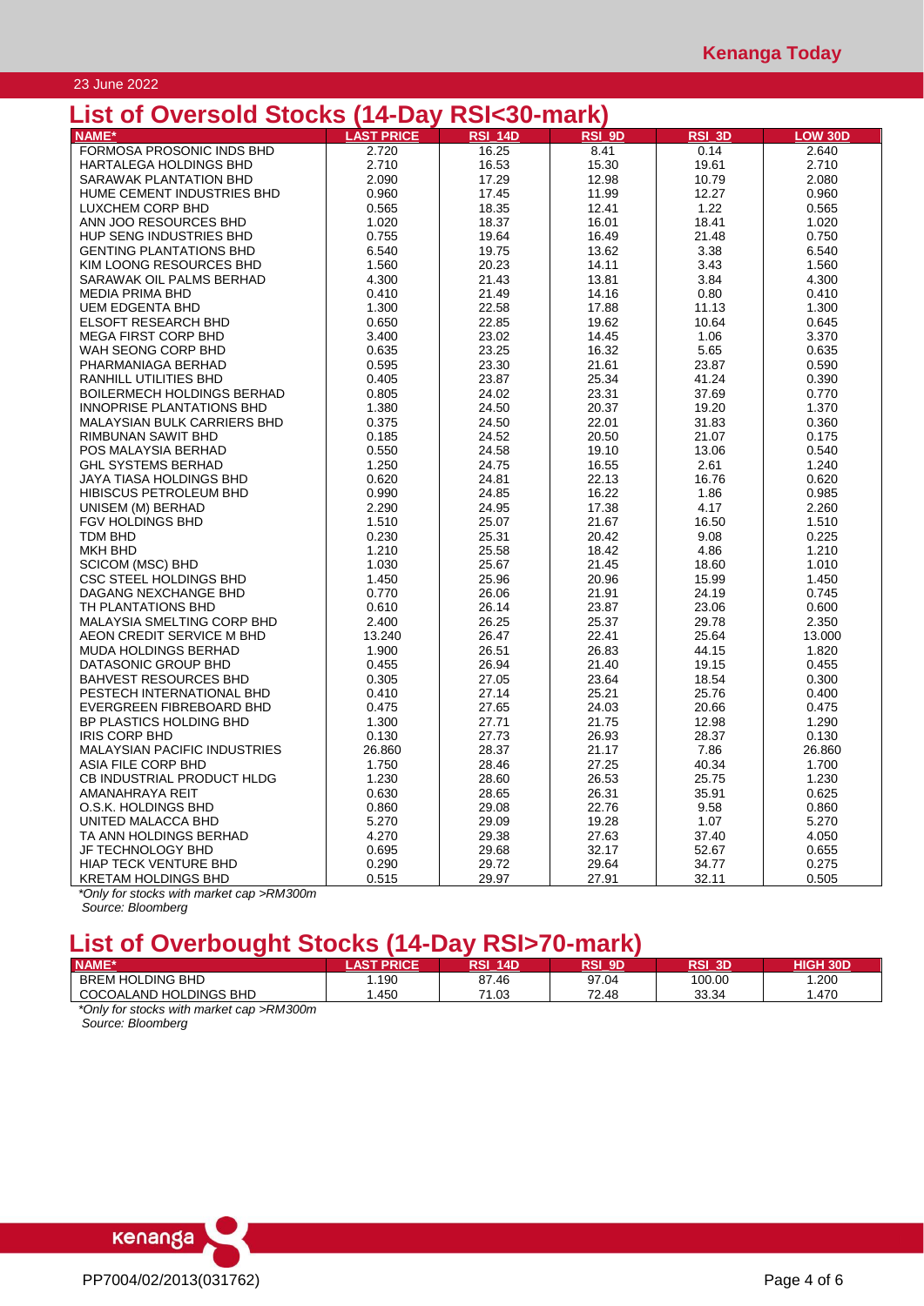## List of Oversold Stocks (14-Day RSI<30-mark)

| NAME* | LAST PRICE | RSI_14D | RSI_9D | RSI_3D | LOW 30D |
|---|---|---|---|---|---|
| FORMOSA PROSONIC INDS BHD | 2.720 | 16.25 | 8.41 | 0.14 | 2.640 |
| HARTALEGA HOLDINGS BHD | 2.710 | 16.53 | 15.30 | 19.61 | 2.710 |
| SARAWAK PLANTATION BHD | 2.090 | 17.29 | 12.98 | 10.79 | 2.080 |
| HUME CEMENT INDUSTRIES BHD | 0.960 | 17.45 | 11.99 | 12.27 | 0.960 |
| LUXCHEM CORP BHD | 0.565 | 18.35 | 12.41 | 1.22 | 0.565 |
| ANN JOO RESOURCES BHD | 1.020 | 18.37 | 16.01 | 18.41 | 1.020 |
| HUP SENG INDUSTRIES BHD | 0.755 | 19.64 | 16.49 | 21.48 | 0.750 |
| GENTING PLANTATIONS BHD | 6.540 | 19.75 | 13.62 | 3.38 | 6.540 |
| KIM LOONG RESOURCES BHD | 1.560 | 20.23 | 14.11 | 3.43 | 1.560 |
| SARAWAK OIL PALMS BERHAD | 4.300 | 21.43 | 13.81 | 3.84 | 4.300 |
| MEDIA PRIMA BHD | 0.410 | 21.49 | 14.16 | 0.80 | 0.410 |
| UEM EDGENTA BHD | 1.300 | 22.58 | 17.88 | 11.13 | 1.300 |
| ELSOFT RESEARCH BHD | 0.650 | 22.85 | 19.62 | 10.64 | 0.645 |
| MEGA FIRST CORP BHD | 3.400 | 23.02 | 14.45 | 1.06 | 3.370 |
| WAH SEONG CORP BHD | 0.635 | 23.25 | 16.32 | 5.65 | 0.635 |
| PHARMANIAGA BERHAD | 0.595 | 23.30 | 21.61 | 23.87 | 0.590 |
| RANHILL UTILITIES BHD | 0.405 | 23.87 | 25.34 | 41.24 | 0.390 |
| BOILERMECH HOLDINGS BERHAD | 0.805 | 24.02 | 23.31 | 37.69 | 0.770 |
| INNOPRISE PLANTATIONS BHD | 1.380 | 24.50 | 20.37 | 19.20 | 1.370 |
| MALAYSIAN BULK CARRIERS BHD | 0.375 | 24.50 | 22.01 | 31.83 | 0.360 |
| RIMBUNAN SAWIT BHD | 0.185 | 24.52 | 20.50 | 21.07 | 0.175 |
| POS MALAYSIA BERHAD | 0.550 | 24.58 | 19.10 | 13.06 | 0.540 |
| GHL SYSTEMS BERHAD | 1.250 | 24.75 | 16.55 | 2.61 | 1.240 |
| JAYA TIASA HOLDINGS BHD | 0.620 | 24.81 | 22.13 | 16.76 | 0.620 |
| HIBISCUS PETROLEUM BHD | 0.990 | 24.85 | 16.22 | 1.86 | 0.985 |
| UNISEM (M) BERHAD | 2.290 | 24.95 | 17.38 | 4.17 | 2.260 |
| FGV HOLDINGS BHD | 1.510 | 25.07 | 21.67 | 16.50 | 1.510 |
| TDM BHD | 0.230 | 25.31 | 20.42 | 9.08 | 0.225 |
| MKH BHD | 1.210 | 25.58 | 18.42 | 4.86 | 1.210 |
| SCICOM (MSC) BHD | 1.030 | 25.67 | 21.45 | 18.60 | 1.010 |
| CSC STEEL HOLDINGS BHD | 1.450 | 25.96 | 20.96 | 15.99 | 1.450 |
| DAGANG NEXCHANGE BHD | 0.770 | 26.06 | 21.91 | 24.19 | 0.745 |
| TH PLANTATIONS BHD | 0.610 | 26.14 | 23.87 | 23.06 | 0.600 |
| MALAYSIA SMELTING CORP BHD | 2.400 | 26.25 | 25.37 | 29.78 | 2.350 |
| AEON CREDIT SERVICE M BHD | 13.240 | 26.47 | 22.41 | 25.64 | 13.000 |
| MUDA HOLDINGS BERHAD | 1.900 | 26.51 | 26.83 | 44.15 | 1.820 |
| DATASONIC GROUP BHD | 0.455 | 26.94 | 21.40 | 19.15 | 0.455 |
| BAHVEST RESOURCES BHD | 0.305 | 27.05 | 23.64 | 18.54 | 0.300 |
| PESTECH INTERNATIONAL BHD | 0.410 | 27.14 | 25.21 | 25.76 | 0.400 |
| EVERGREEN FIBREBOARD BHD | 0.475 | 27.65 | 24.03 | 20.66 | 0.475 |
| BP PLASTICS HOLDING BHD | 1.300 | 27.71 | 21.75 | 12.98 | 1.290 |
| IRIS CORP BHD | 0.130 | 27.73 | 26.93 | 28.37 | 0.130 |
| MALAYSIAN PACIFIC INDUSTRIES | 26.860 | 28.37 | 21.17 | 7.86 | 26.860 |
| ASIA FILE CORP BHD | 1.750 | 28.46 | 27.25 | 40.34 | 1.700 |
| CB INDUSTRIAL PRODUCT HLDG | 1.230 | 28.60 | 26.53 | 25.75 | 1.230 |
| AMANAHRAYA REIT | 0.630 | 28.65 | 26.31 | 35.91 | 0.625 |
| O.S.K. HOLDINGS BHD | 0.860 | 29.08 | 22.76 | 9.58 | 0.860 |
| UNITED MALACCA BHD | 5.270 | 29.09 | 19.28 | 1.07 | 5.270 |
| TA ANN HOLDINGS BERHAD | 4.270 | 29.38 | 27.63 | 37.40 | 4.050 |
| JF TECHNOLOGY BHD | 0.695 | 29.68 | 32.17 | 52.67 | 0.655 |
| HIAP TECK VENTURE BHD | 0.290 | 29.72 | 29.64 | 34.77 | 0.275 |
| KRETAM HOLDINGS BHD | 0.515 | 29.97 | 27.91 | 32.11 | 0.505 |

*Only for stocks with market cap >RM300m

Source: Bloomberg

## List of Overbought Stocks (14-Day RSI>70-mark)

| NAME* | LAST PRICE | RSI_14D | RSI_9D | RSI_3D | HIGH 30D |
|---|---|---|---|---|---|
| BREM HOLDING BHD | 1.190 | 87.46 | 97.04 | 100.00 | 1.200 |
| COCOALAND HOLDINGS BHD | 1.450 | 71.03 | 72.48 | 33.34 | 1.470 |

*Only for stocks with market cap >RM300m

Source: Bloomberg

PP7004/02/2013(031762)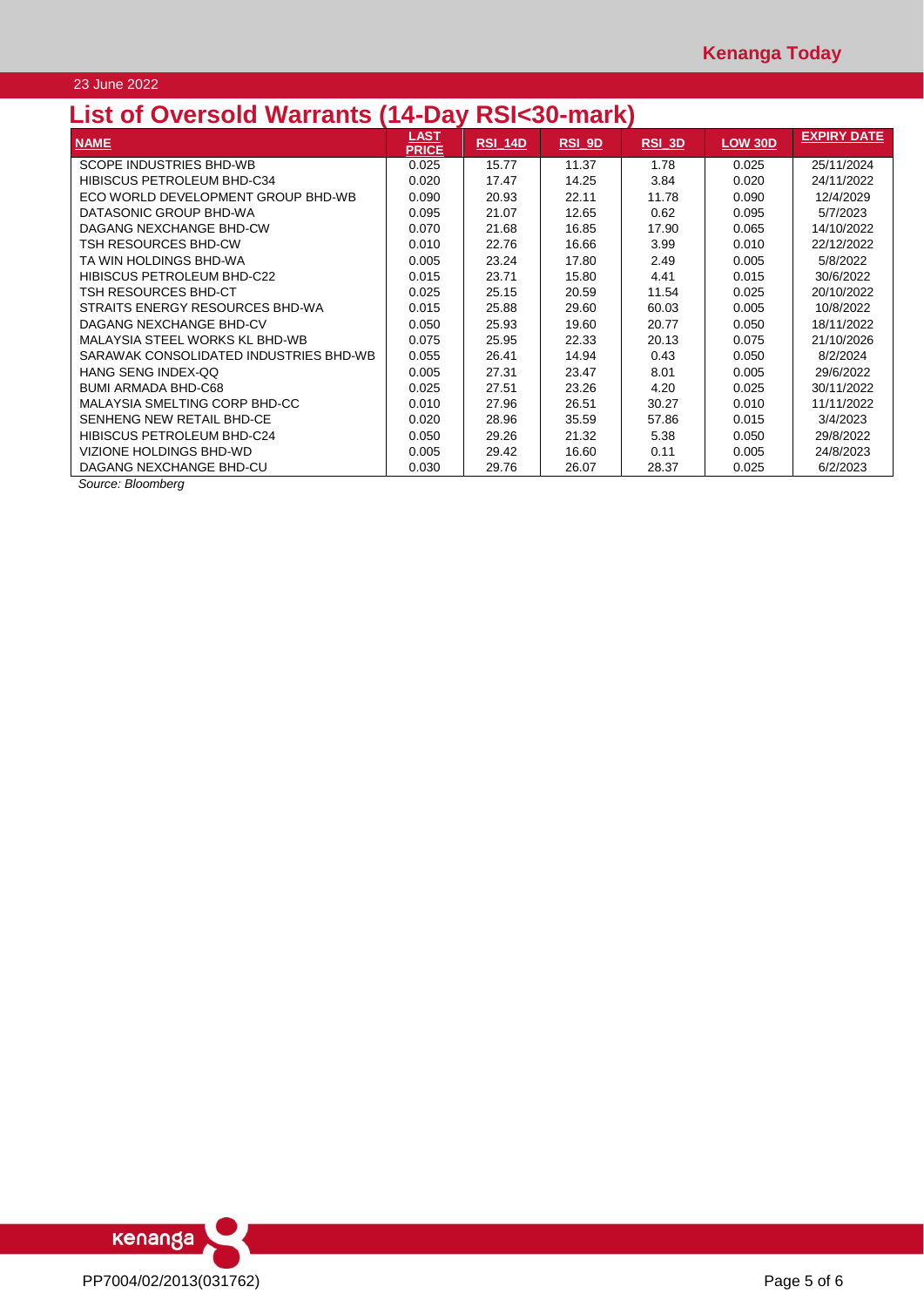# List of Oversold Warrants (14-Day RSI<30-mark)

| NAME | LAST PRICE | RSI_14D | RSI_9D | RSI_3D | LOW 30D | EXPIRY DATE |
|---|---|---|---|---|---|---|
| SCOPE INDUSTRIES BHD-WB | 0.025 | 15.77 | 11.37 | 1.78 | 0.025 | 25/11/2024 |
| HIBISCUS PETROLEUM BHD-C34 | 0.020 | 17.47 | 14.25 | 3.84 | 0.020 | 24/11/2022 |
| ECO WORLD DEVELOPMENT GROUP BHD-WB | 0.090 | 20.93 | 22.11 | 11.78 | 0.090 | 12/4/2029 |
| DATASONIC GROUP BHD-WA | 0.095 | 21.07 | 12.65 | 0.62 | 0.095 | 5/7/2023 |
| DAGANG NEXCHANGE BHD-CW | 0.070 | 21.68 | 16.85 | 17.90 | 0.065 | 14/10/2022 |
| TSH RESOURCES BHD-CW | 0.010 | 22.76 | 16.66 | 3.99 | 0.010 | 22/12/2022 |
| TA WIN HOLDINGS BHD-WA | 0.005 | 23.24 | 17.80 | 2.49 | 0.005 | 5/8/2022 |
| HIBISCUS PETROLEUM BHD-C22 | 0.015 | 23.71 | 15.80 | 4.41 | 0.015 | 30/6/2022 |
| TSH RESOURCES BHD-CT | 0.025 | 25.15 | 20.59 | 11.54 | 0.025 | 20/10/2022 |
| STRAITS ENERGY RESOURCES BHD-WA | 0.015 | 25.88 | 29.60 | 60.03 | 0.005 | 10/8/2022 |
| DAGANG NEXCHANGE BHD-CV | 0.050 | 25.93 | 19.60 | 20.77 | 0.050 | 18/11/2022 |
| MALAYSIA STEEL WORKS KL BHD-WB | 0.075 | 25.95 | 22.33 | 20.13 | 0.075 | 21/10/2026 |
| SARAWAK CONSOLIDATED INDUSTRIES BHD-WB | 0.055 | 26.41 | 14.94 | 0.43 | 0.050 | 8/2/2024 |
| HANG SENG INDEX-QQ | 0.005 | 27.31 | 23.47 | 8.01 | 0.005 | 29/6/2022 |
| BUMI ARMADA BHD-C68 | 0.025 | 27.51 | 23.26 | 4.20 | 0.025 | 30/11/2022 |
| MALAYSIA SMELTING CORP BHD-CC | 0.010 | 27.96 | 26.51 | 30.27 | 0.010 | 11/11/2022 |
| SENHENG NEW RETAIL BHD-CE | 0.020 | 28.96 | 35.59 | 57.86 | 0.015 | 3/4/2023 |
| HIBISCUS PETROLEUM BHD-C24 | 0.050 | 29.26 | 21.32 | 5.38 | 0.050 | 29/8/2022 |
| VIZIONE HOLDINGS BHD-WD | 0.005 | 29.42 | 16.60 | 0.11 | 0.005 | 24/8/2023 |
| DAGANG NEXCHANGE BHD-CU | 0.030 | 29.76 | 26.07 | 28.37 | 0.025 | 6/2/2023 |

*Source: Bloomberg*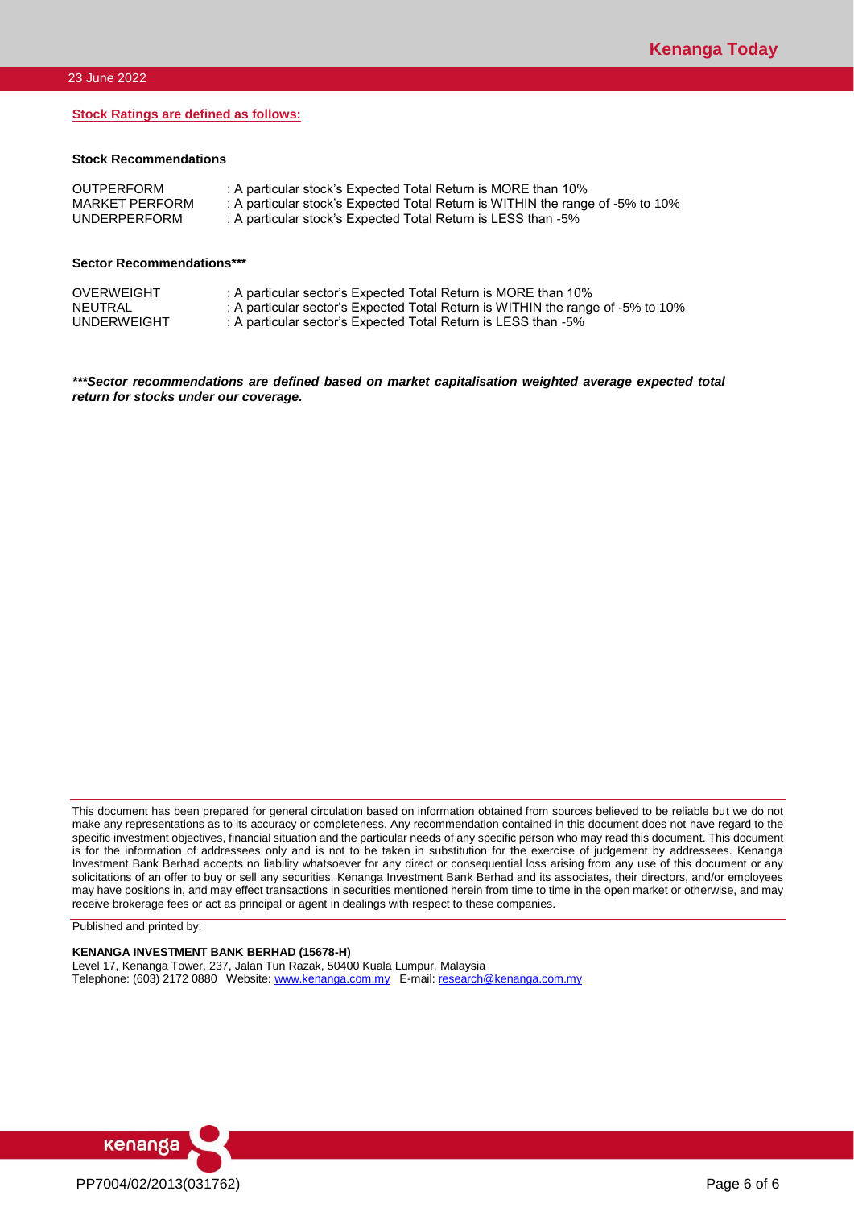**Stock Ratings are defined as follows:**

**Stock Recommendations**

| | |
|---|---|
| OUTPERFORM | : A particular stock's Expected Total Return is MORE than 10% |
| MARKET PERFORM | : A particular stock's Expected Total Return is WITHIN the range of -5% to 10% |
| UNDERPERFORM | : A particular stock's Expected Total Return is LESS than -5% |

**Sector Recommendations*****

| | |
|---|---|
| OVERWEIGHT | : A particular sector's Expected Total Return is MORE than 10% |
| NEUTRAL | : A particular sector's Expected Total Return is WITHIN the range of -5% to 10% |
| UNDERWEIGHT | : A particular sector's Expected Total Return is LESS than -5% |

***\*\*\*Sector recommendations are defined based on market capitalisation weighted average expected total return for stocks under our coverage.***

This document has been prepared for general circulation based on information obtained from sources believed to be reliable but we do not make any representations as to its accuracy or completeness. Any recommendation contained in this document does not have regard to the specific investment objectives, financial situation and the particular needs of any specific person who may read this document. This document is for the information of addressees only and is not to be taken in substitution for the exercise of judgement by addressees. Kenanga Investment Bank Berhad accepts no liability whatsoever for any direct or consequential loss arising from any use of this document or any solicitations of an offer to buy or sell any securities. Kenanga Investment Bank Berhad and its associates, their directors, and/or employees may have positions in, and may effect transactions in securities mentioned herein from time to time in the open market or otherwise, and may receive brokerage fees or act as principal or agent in dealings with respect to these companies.

Published and printed by:

**KENANGA INVESTMENT BANK BERHAD (15678-H)**
Level 17, Kenanga Tower, 237, Jalan Tun Razak, 50400 Kuala Lumpur, Malaysia
Telephone: (603) 2172 0880 Website: www.kenanga.com.my E-mail: research@kenanga.com.my

PP7004/02/2013(031762)